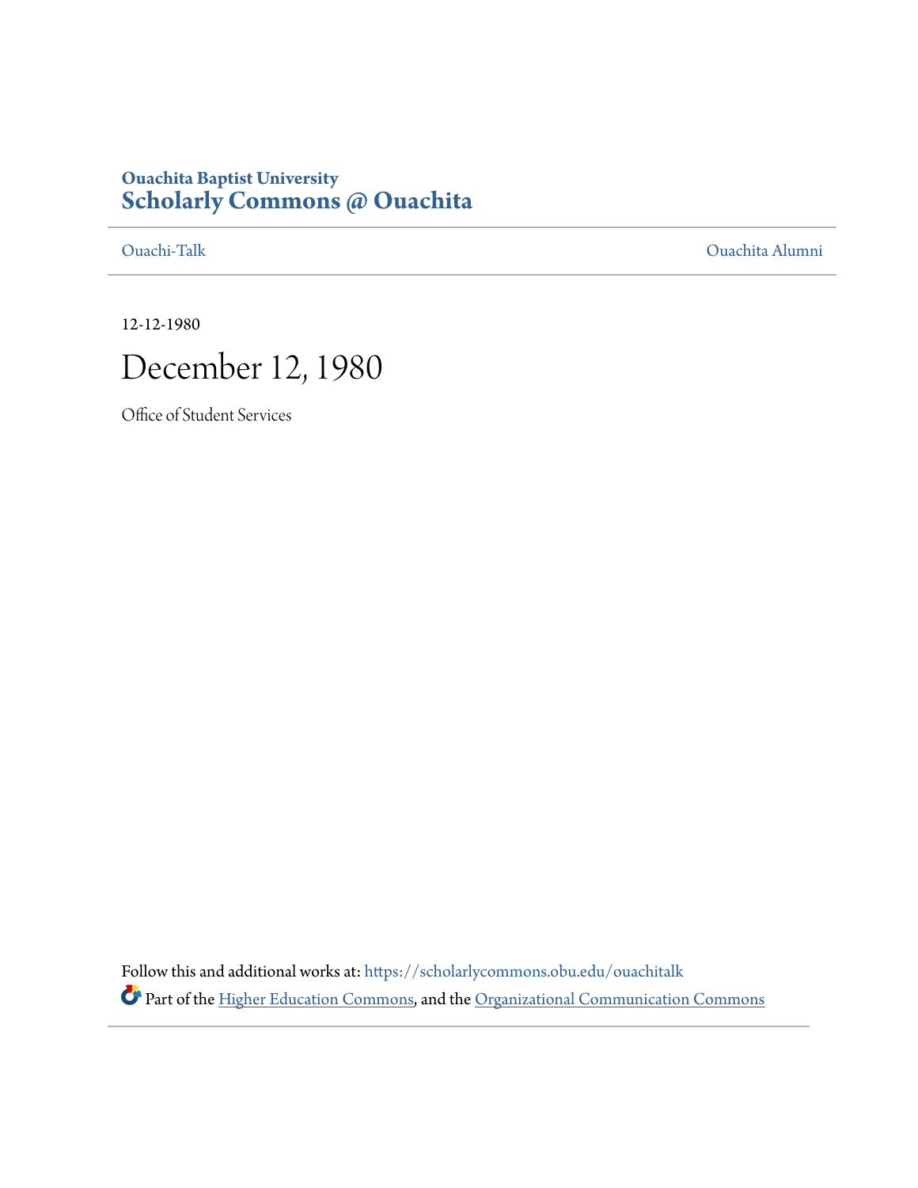Ouachita Baptist University

# Scholarly Commons @ Ouachita

Ouachi-Talk | Ouachita Alumni

12-12-1980

# December 12, 1980

Office of Student Services

Follow this and additional works at: https://scholarlycommons.obu.edu/ouachitalk

Part of the Higher Education Commons, and the Organizational Communication Commons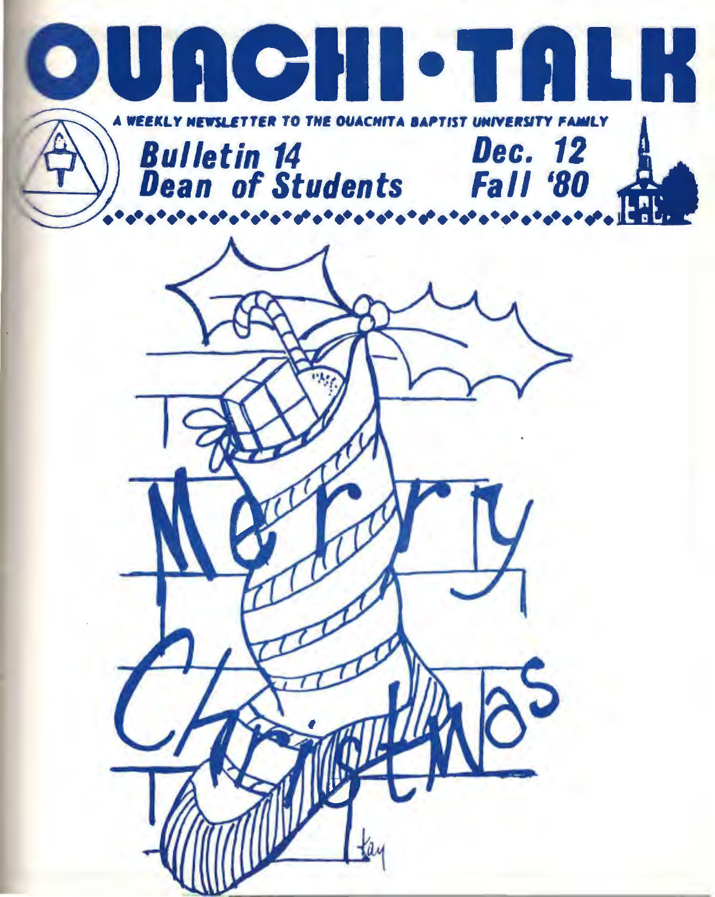# OUACHI·TALK

A WEEKLY NEWSLETTER TO THE OUACHITA BAPTIST UNIVERSITY FAMILY

**Bulletin 14**
**Dean of Students**

**Dec. 12**
**Fall '80**

Merry Christmas

kay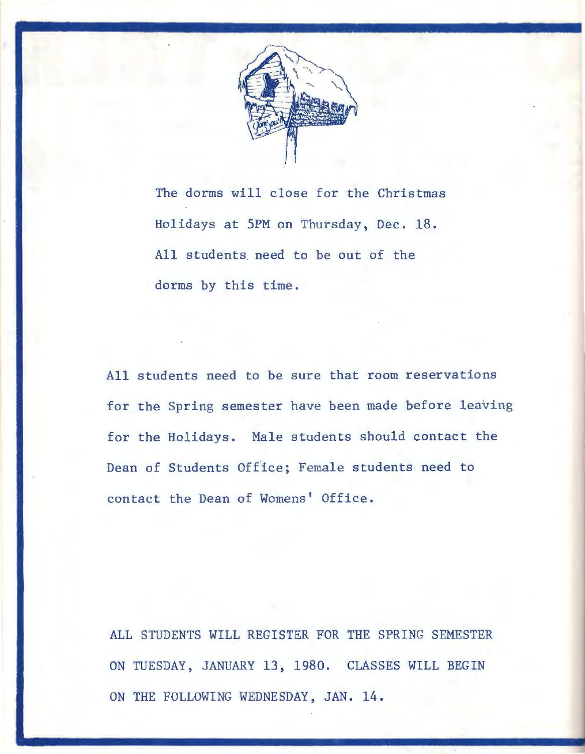The dorms will close for the Christmas Holidays at 5PM on Thursday, Dec. 18. All students need to be out of the dorms by this time.

All students need to be sure that room reservations for the Spring semester have been made before leaving for the Holidays. Male students should contact the Dean of Students Office; Female students need to contact the Dean of Womens' Office.

ALL STUDENTS WILL REGISTER FOR THE SPRING SEMESTER ON TUESDAY, JANUARY 13, 1980. CLASSES WILL BEGIN ON THE FOLLOWING WEDNESDAY, JAN. 14.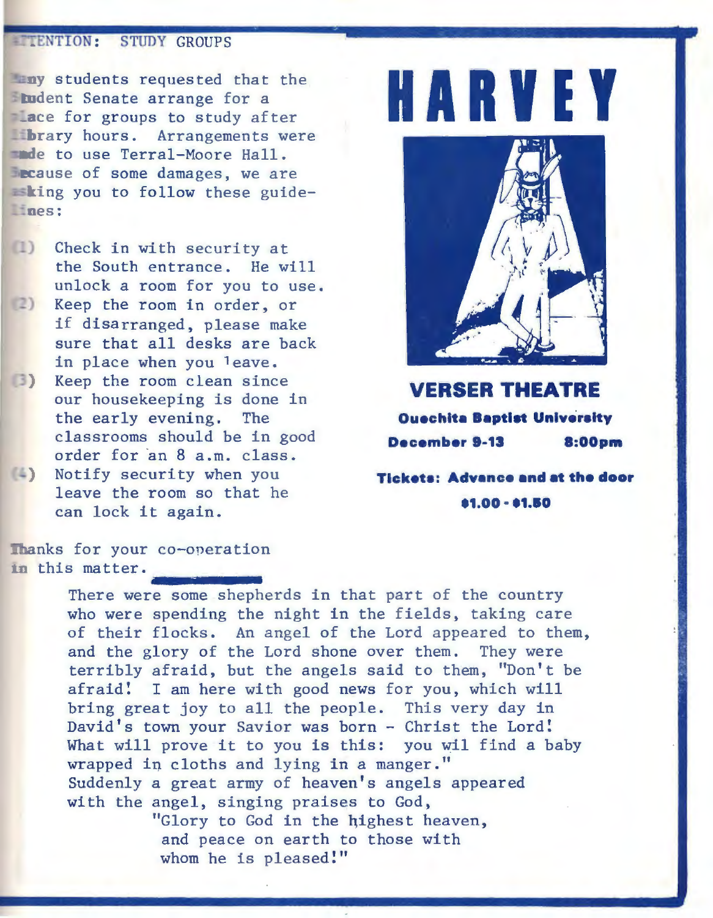## ATTENTION: STUDY GROUPS

Many students requested that the Student Senate arrange for a place for groups to study after library hours. Arrangements were made to use Terral-Moore Hall. Because of some damages, we are asking you to follow these guidelines:

(1) Check in with security at the South entrance. He will unlock a room for you to use.
(2) Keep the room in order, or if disarranged, please make sure that all desks are back in place when you leave.
(3) Keep the room clean since our housekeeping is done in the early evening. The classrooms should be in good order for an 8 a.m. class.
(4) Notify security when you leave the room so that he can lock it again.

Thanks for your co-operation in this matter.

# HARVEY

## VERSER THEATRE

**Ouachita Baptist University**

**December 9-13 8:00pm**

**Tickets: Advance and at the door**

**$1.00 - $1.50**

There were some shepherds in that part of the country who were spending the night in the fields, taking care of their flocks. An angel of the Lord appeared to them, and the glory of the Lord shone over them. They were terribly afraid, but the angels said to them, "Don't be afraid! I am here with good news for you, which will bring great joy to all the people. This very day in David's town your Savior was born - Christ the Lord! What will prove it to you is this: you wil find a baby wrapped in cloths and lying in a manger." Suddenly a great army of heaven's angels appeared with the angel, singing praises to God,

"Glory to God in the highest heaven,
and peace on earth to those with
whom he is pleased!"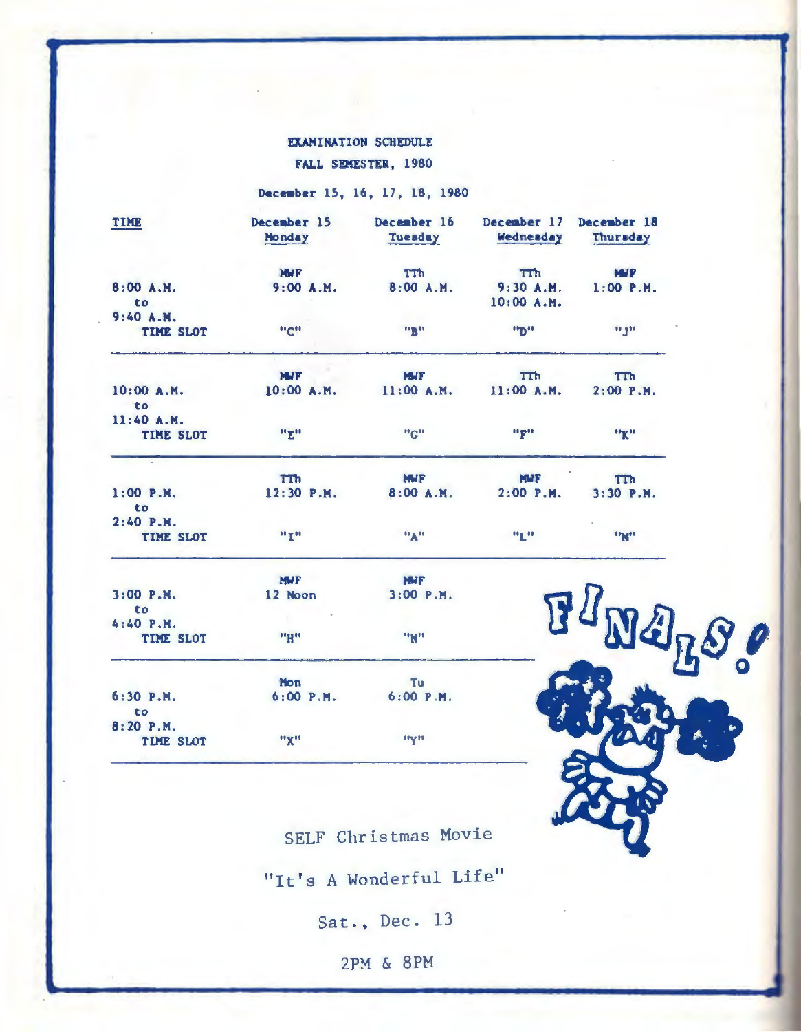# EXAMINATION SCHEDULE

## FALL SEMESTER, 1980

December 15, 16, 17, 18, 1980

| TIME | December 15 Monday | December 16 Tuesday | December 17 Wednesday | December 18 Thursday |
|---|---|---|---|---|
| 8:00 A.M. to 9:40 A.M. TIME SLOT | MWF 9:00 A.M. "C" | TTh 8:00 A.M. "B" | TTh 9:30 A.M. 10:00 A.M. "D" | MWF 1:00 P.M. "J" |
| 10:00 A.M. to 11:40 A.M. TIME SLOT | MWF 10:00 A.M. "E" | MWF 11:00 A.M. "G" | TTh 11:00 A.M. "F" | TTh 2:00 P.M. "K" |
| 1:00 P.M. to 2:40 P.M. TIME SLOT | TTh 12:30 P.M. "I" | MWF 8:00 A.M. "A" | MWF 2:00 P.M. "L" | TTh 3:30 P.M. "M" |
| 3:00 P.M. to 4:40 P.M. TIME SLOT | MWF 12 Noon "H" | MWF 3:00 P.M. "N" | | |
| 6:30 P.M. to 8:20 P.M. TIME SLOT | Mon 6:00 P.M. "X" | Tu 6:00 P.M. "Y" | | |

FINALS!

SELF Christmas Movie

"It's A Wonderful Life"

Sat., Dec. 13

2PM & 8PM